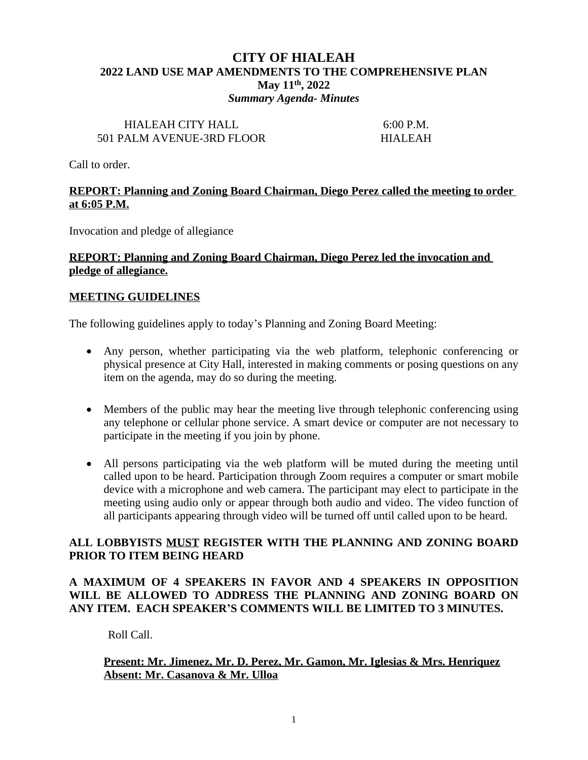# CITY OF HIALEAH
## 2022 LAND USE MAP AMENDMENTS TO THE COMPREHENSIVE PLAN
### May 11th, 2022
### *Summary Agenda- Minutes*

HIALEAH CITY HALL — 6:00 P.M.
501 PALM AVENUE-3RD FLOOR — HIALEAH

Call to order.

**REPORT: Planning and Zoning Board Chairman, Diego Perez called the meeting to order at 6:05 P.M.**

Invocation and pledge of allegiance

**REPORT: Planning and Zoning Board Chairman, Diego Perez led the invocation and pledge of allegiance.**

**MEETING GUIDELINES**

The following guidelines apply to today's Planning and Zoning Board Meeting:

- Any person, whether participating via the web platform, telephonic conferencing or physical presence at City Hall, interested in making comments or posing questions on any item on the agenda, may do so during the meeting.
- Members of the public may hear the meeting live through telephonic conferencing using any telephone or cellular phone service. A smart device or computer are not necessary to participate in the meeting if you join by phone.
- All persons participating via the web platform will be muted during the meeting until called upon to be heard. Participation through Zoom requires a computer or smart mobile device with a microphone and web camera. The participant may elect to participate in the meeting using audio only or appear through both audio and video. The video function of all participants appearing through video will be turned off until called upon to be heard.

**ALL LOBBYISTS MUST REGISTER WITH THE PLANNING AND ZONING BOARD PRIOR TO ITEM BEING HEARD**

**A MAXIMUM OF 4 SPEAKERS IN FAVOR AND 4 SPEAKERS IN OPPOSITION WILL BE ALLOWED TO ADDRESS THE PLANNING AND ZONING BOARD ON ANY ITEM. EACH SPEAKER'S COMMENTS WILL BE LIMITED TO 3 MINUTES.**

Roll Call.

**Present: Mr. Jimenez, Mr. D. Perez, Mr. Gamon, Mr. Iglesias & Mrs. Henriquez**
**Absent: Mr. Casanova & Mr. Ulloa**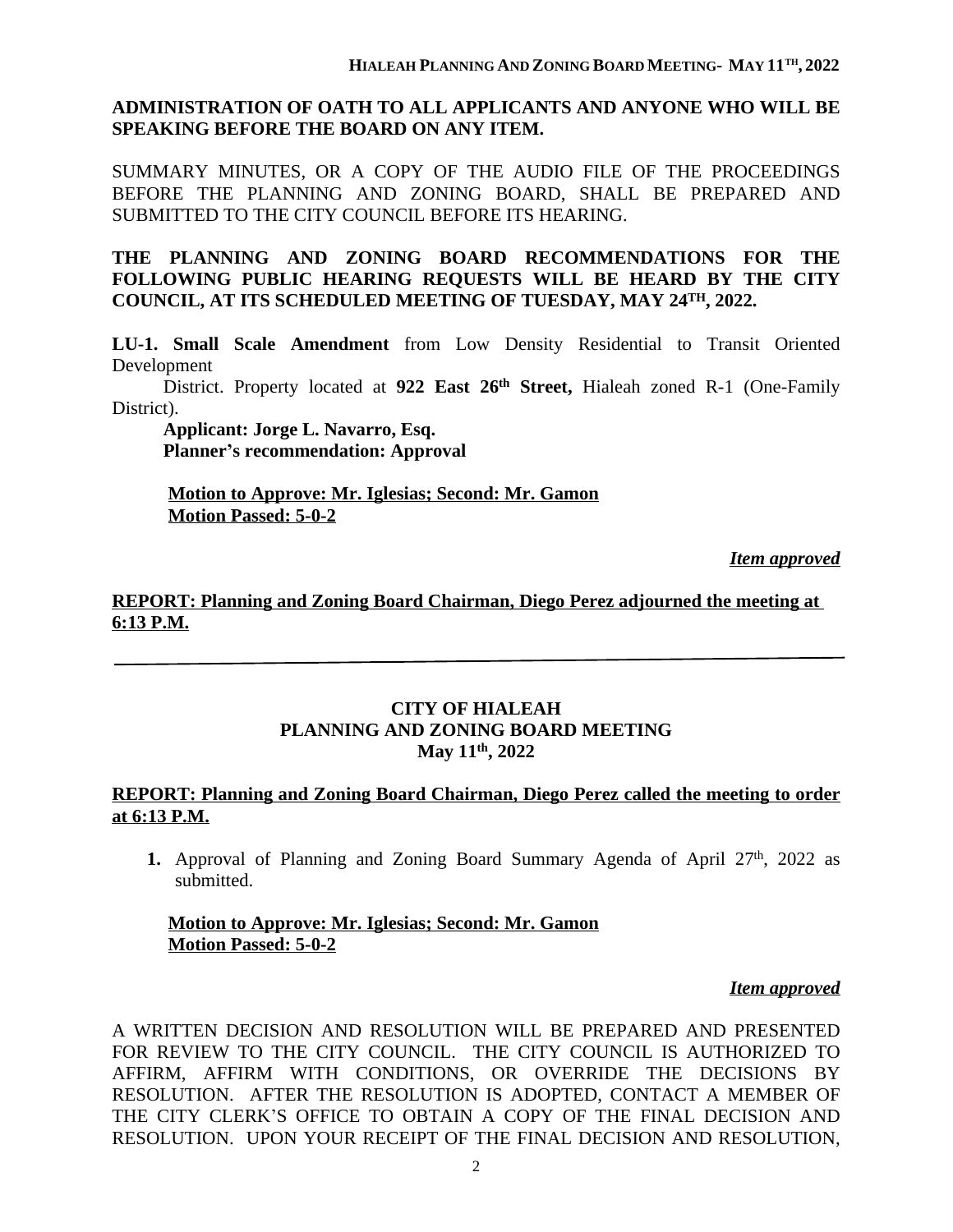**ADMINISTRATION OF OATH TO ALL APPLICANTS AND ANYONE WHO WILL BE SPEAKING BEFORE THE BOARD ON ANY ITEM.**

SUMMARY MINUTES, OR A COPY OF THE AUDIO FILE OF THE PROCEEDINGS BEFORE THE PLANNING AND ZONING BOARD, SHALL BE PREPARED AND SUBMITTED TO THE CITY COUNCIL BEFORE ITS HEARING.

**THE PLANNING AND ZONING BOARD RECOMMENDATIONS FOR THE FOLLOWING PUBLIC HEARING REQUESTS WILL BE HEARD BY THE CITY COUNCIL, AT ITS SCHEDULED MEETING OF TUESDAY, MAY 24TH, 2022.**

**LU-1. Small Scale Amendment** from Low Density Residential to Transit Oriented Development District. Property located at **922 East 26th Street,** Hialeah zoned R-1 (One-Family District).

**Applicant: Jorge L. Navarro, Esq.**
**Planner's recommendation: Approval**

**Motion to Approve: Mr. Iglesias; Second: Mr. Gamon**
**Motion Passed: 5-0-2**

***Item approved***

**REPORT: Planning and Zoning Board Chairman, Diego Perez adjourned the meeting at 6:13 P.M.**

---

**CITY OF HIALEAH**
**PLANNING AND ZONING BOARD MEETING**
**May 11th, 2022**

**REPORT: Planning and Zoning Board Chairman, Diego Perez called the meeting to order at 6:13 P.M.**

1. Approval of Planning and Zoning Board Summary Agenda of April 27th, 2022 as submitted.

**Motion to Approve: Mr. Iglesias; Second: Mr. Gamon**
**Motion Passed: 5-0-2**

***Item approved***

A WRITTEN DECISION AND RESOLUTION WILL BE PREPARED AND PRESENTED FOR REVIEW TO THE CITY COUNCIL. THE CITY COUNCIL IS AUTHORIZED TO AFFIRM, AFFIRM WITH CONDITIONS, OR OVERRIDE THE DECISIONS BY RESOLUTION. AFTER THE RESOLUTION IS ADOPTED, CONTACT A MEMBER OF THE CITY CLERK'S OFFICE TO OBTAIN A COPY OF THE FINAL DECISION AND RESOLUTION. UPON YOUR RECEIPT OF THE FINAL DECISION AND RESOLUTION,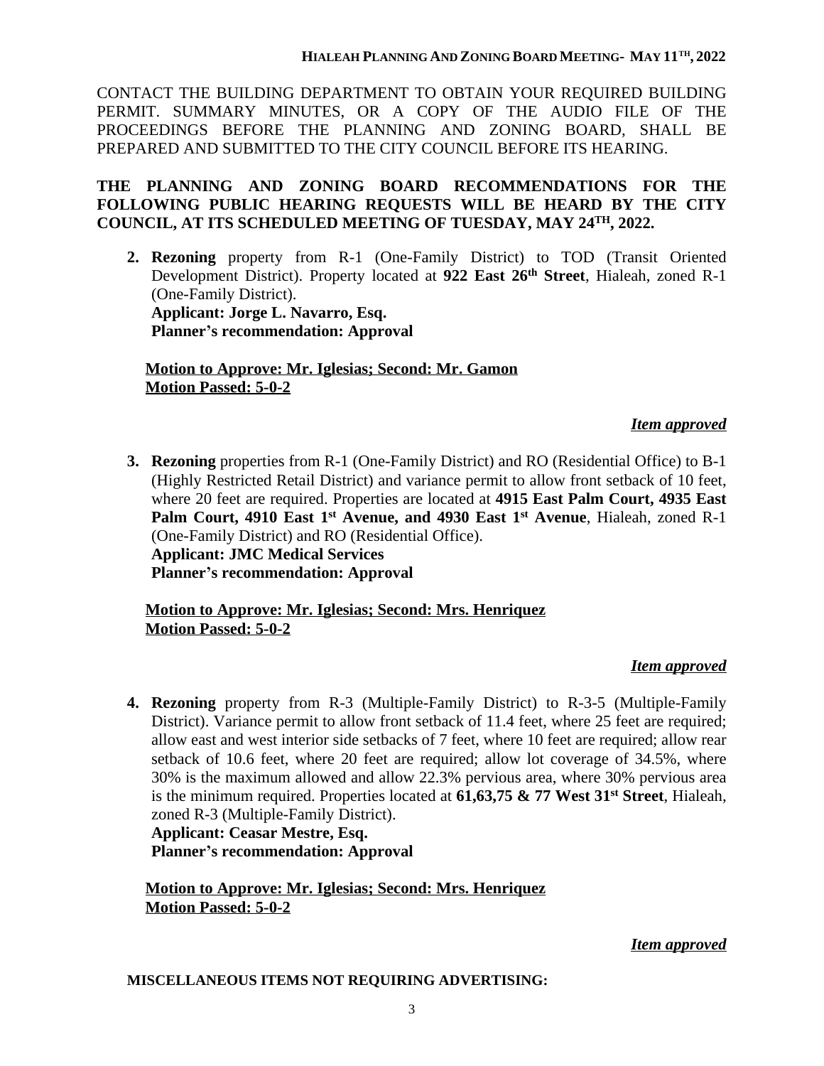CONTACT THE BUILDING DEPARTMENT TO OBTAIN YOUR REQUIRED BUILDING PERMIT. SUMMARY MINUTES, OR A COPY OF THE AUDIO FILE OF THE PROCEEDINGS BEFORE THE PLANNING AND ZONING BOARD, SHALL BE PREPARED AND SUBMITTED TO THE CITY COUNCIL BEFORE ITS HEARING.

**THE PLANNING AND ZONING BOARD RECOMMENDATIONS FOR THE FOLLOWING PUBLIC HEARING REQUESTS WILL BE HEARD BY THE CITY COUNCIL, AT ITS SCHEDULED MEETING OF TUESDAY, MAY 24TH, 2022.**

2. **Rezoning** property from R-1 (One-Family District) to TOD (Transit Oriented Development District). Property located at **922 East 26th Street**, Hialeah, zoned R-1 (One-Family District).
   **Applicant: Jorge L. Navarro, Esq.**
   **Planner's recommendation: Approval**

   **Motion to Approve: Mr. Iglesias; Second: Mr. Gamon**
   **Motion Passed: 5-0-2**

   ***Item approved***

3. **Rezoning** properties from R-1 (One-Family District) and RO (Residential Office) to B-1 (Highly Restricted Retail District) and variance permit to allow front setback of 10 feet, where 20 feet are required. Properties are located at **4915 East Palm Court, 4935 East Palm Court, 4910 East 1st Avenue, and 4930 East 1st Avenue**, Hialeah, zoned R-1 (One-Family District) and RO (Residential Office).
   **Applicant: JMC Medical Services**
   **Planner's recommendation: Approval**

   **Motion to Approve: Mr. Iglesias; Second: Mrs. Henriquez**
   **Motion Passed: 5-0-2**

   ***Item approved***

4. **Rezoning** property from R-3 (Multiple-Family District) to R-3-5 (Multiple-Family District). Variance permit to allow front setback of 11.4 feet, where 25 feet are required; allow east and west interior side setbacks of 7 feet, where 10 feet are required; allow rear setback of 10.6 feet, where 20 feet are required; allow lot coverage of 34.5%, where 30% is the maximum allowed and allow 22.3% pervious area, where 30% pervious area is the minimum required. Properties located at **61,63,75 & 77 West 31st Street**, Hialeah, zoned R-3 (Multiple-Family District).
   **Applicant: Ceasar Mestre, Esq.**
   **Planner's recommendation: Approval**

   **Motion to Approve: Mr. Iglesias; Second: Mrs. Henriquez**
   **Motion Passed: 5-0-2**

   ***Item approved***

**MISCELLANEOUS ITEMS NOT REQUIRING ADVERTISING:**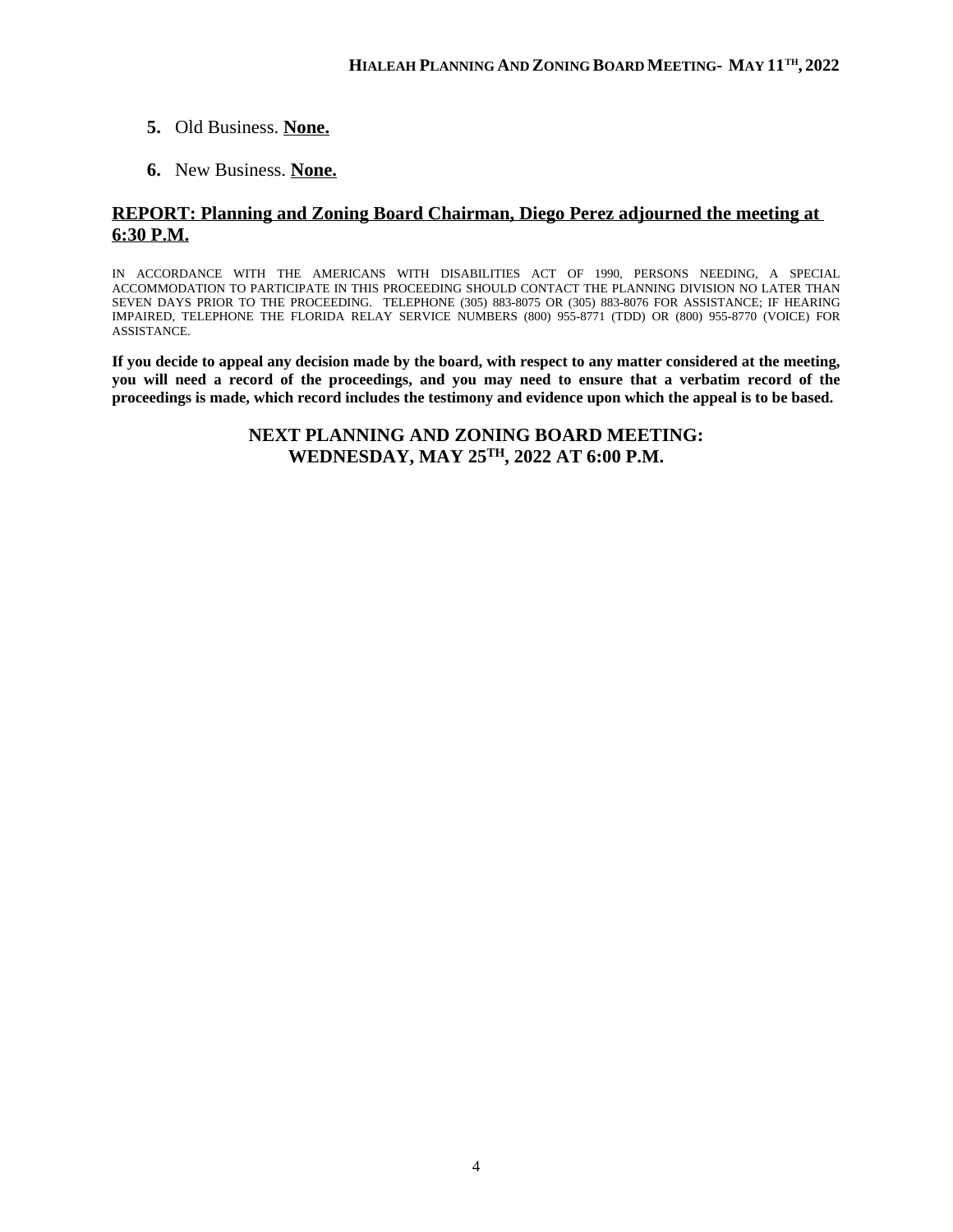**5.** Old Business. **None.**

**6.** New Business. **None.**

**REPORT: Planning and Zoning Board Chairman, Diego Perez adjourned the meeting at 6:30 P.M.**

IN ACCORDANCE WITH THE AMERICANS WITH DISABILITIES ACT OF 1990, PERSONS NEEDING, A SPECIAL ACCOMMODATION TO PARTICIPATE IN THIS PROCEEDING SHOULD CONTACT THE PLANNING DIVISION NO LATER THAN SEVEN DAYS PRIOR TO THE PROCEEDING. TELEPHONE (305) 883-8075 OR (305) 883-8076 FOR ASSISTANCE; IF HEARING IMPAIRED, TELEPHONE THE FLORIDA RELAY SERVICE NUMBERS (800) 955-8771 (TDD) OR (800) 955-8770 (VOICE) FOR ASSISTANCE.

**If you decide to appeal any decision made by the board, with respect to any matter considered at the meeting, you will need a record of the proceedings, and you may need to ensure that a verbatim record of the proceedings is made, which record includes the testimony and evidence upon which the appeal is to be based.**

**NEXT PLANNING AND ZONING BOARD MEETING:**
**WEDNESDAY, MAY 25TH, 2022 AT 6:00 P.M.**